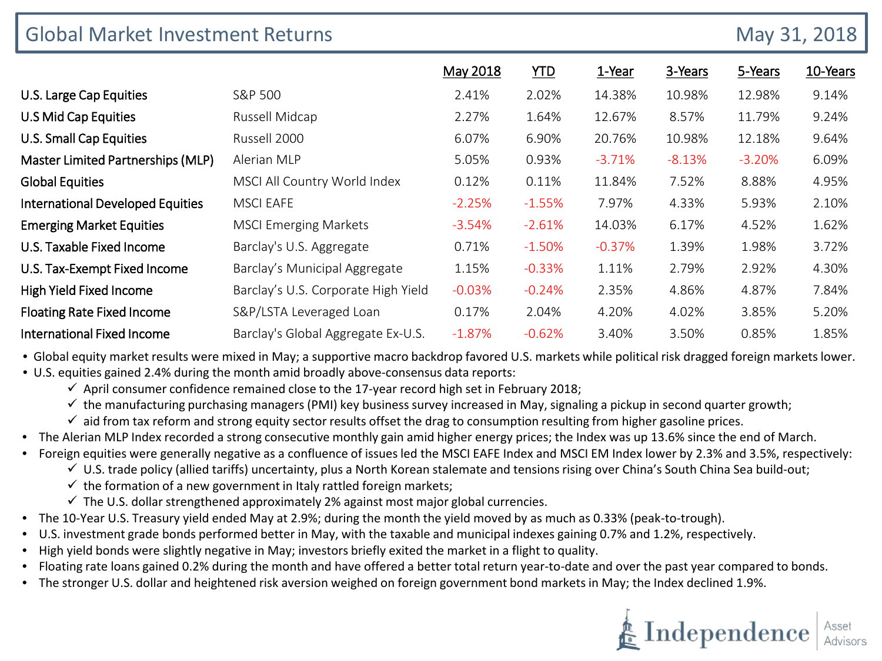# Global Market Investment Returns

May 31, 2018

| | | May 2018 | YTD | 1-Year | 3-Years | 5-Years | 10-Years |
|---|---|---|---|---|---|---|---|
| U.S. Large Cap Equities | S&P 500 | 2.41% | 2.02% | 14.38% | 10.98% | 12.98% | 9.14% |
| U.S Mid Cap Equities | Russell Midcap | 2.27% | 1.64% | 12.67% | 8.57% | 11.79% | 9.24% |
| U.S. Small Cap Equities | Russell 2000 | 6.07% | 6.90% | 20.76% | 10.98% | 12.18% | 9.64% |
| Master Limited Partnerships (MLP) | Alerian MLP | 5.05% | 0.93% | -3.71% | -8.13% | -3.20% | 6.09% |
| Global Equities | MSCI All Country World Index | 0.12% | 0.11% | 11.84% | 7.52% | 8.88% | 4.95% |
| International Developed Equities | MSCI EAFE | -2.25% | -1.55% | 7.97% | 4.33% | 5.93% | 2.10% |
| Emerging Market Equities | MSCI Emerging Markets | -3.54% | -2.61% | 14.03% | 6.17% | 4.52% | 1.62% |
| U.S. Taxable Fixed Income | Barclay's U.S. Aggregate | 0.71% | -1.50% | -0.37% | 1.39% | 1.98% | 3.72% |
| U.S. Tax-Exempt Fixed Income | Barclay's Municipal Aggregate | 1.15% | -0.33% | 1.11% | 2.79% | 2.92% | 4.30% |
| High Yield Fixed Income | Barclay's U.S. Corporate High Yield | -0.03% | -0.24% | 2.35% | 4.86% | 4.87% | 7.84% |
| Floating Rate Fixed Income | S&P/LSTA Leveraged Loan | 0.17% | 2.04% | 4.20% | 4.02% | 3.85% | 5.20% |
| International Fixed Income | Barclay's Global Aggregate Ex-U.S. | -1.87% | -0.62% | 3.40% | 3.50% | 0.85% | 1.85% |

- Global equity market results were mixed in May; a supportive macro backdrop favored U.S. markets while political risk dragged foreign markets lower.
- U.S. equities gained 2.4% during the month amid broadly above-consensus data reports:
  - ✓ April consumer confidence remained close to the 17-year record high set in February 2018;
  - ✓ the manufacturing purchasing managers (PMI) key business survey increased in May, signaling a pickup in second quarter growth;
  - ✓ aid from tax reform and strong equity sector results offset the drag to consumption resulting from higher gasoline prices.
- The Alerian MLP Index recorded a strong consecutive monthly gain amid higher energy prices; the Index was up 13.6% since the end of March.
- Foreign equities were generally negative as a confluence of issues led the MSCI EAFE Index and MSCI EM Index lower by 2.3% and 3.5%, respectively:
  - ✓ U.S. trade policy (allied tariffs) uncertainty, plus a North Korean stalemate and tensions rising over China's South China Sea build-out;
  - ✓ the formation of a new government in Italy rattled foreign markets;
  - ✓ The U.S. dollar strengthened approximately 2% against most major global currencies.
- The 10-Year U.S. Treasury yield ended May at 2.9%; during the month the yield moved by as much as 0.33% (peak-to-trough).
- U.S. investment grade bonds performed better in May, with the taxable and municipal indexes gaining 0.7% and 1.2%, respectively.
- High yield bonds were slightly negative in May; investors briefly exited the market in a flight to quality.
- Floating rate loans gained 0.2% during the month and have offered a better total return year-to-date and over the past year compared to bonds.
- The stronger U.S. dollar and heightened risk aversion weighed on foreign government bond markets in May; the Index declined 1.9%.

Independence | Asset Advisors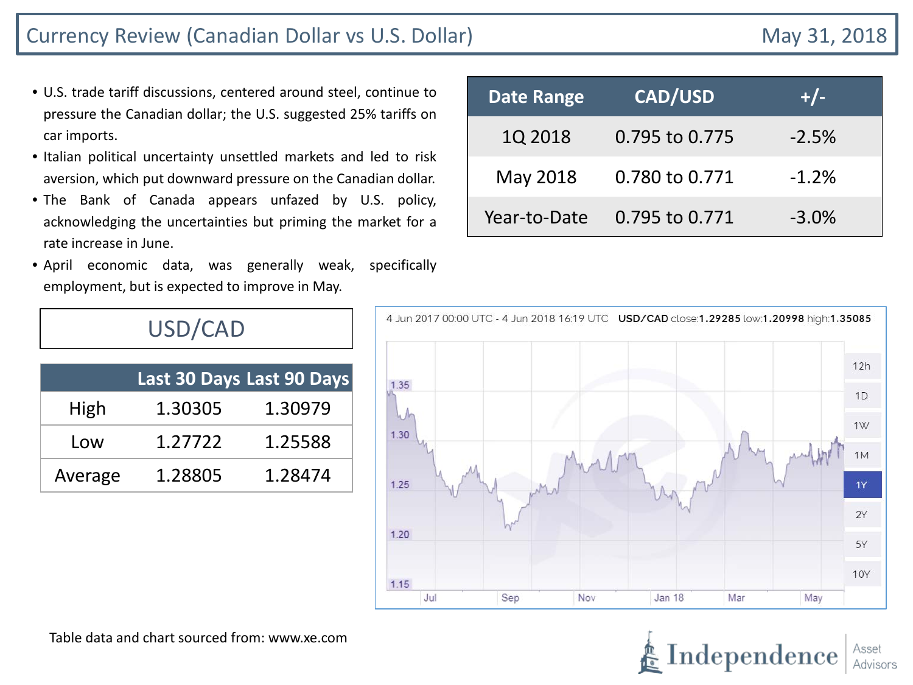# Currency Review (Canadian Dollar vs U.S. Dollar)

May 31, 2018

- U.S. trade tariff discussions, centered around steel, continue to pressure the Canadian dollar; the U.S. suggested 25% tariffs on car imports.
- Italian political uncertainty unsettled markets and led to risk aversion, which put downward pressure on the Canadian dollar.
- The Bank of Canada appears unfazed by U.S. policy, acknowledging the uncertainties but priming the market for a rate increase in June.
- April economic data, was generally weak, specifically employment, but is expected to improve in May.

| Date Range | CAD/USD | +/- |
|---|---|---|
| 1Q 2018 | 0.795 to 0.775 | -2.5% |
| May 2018 | 0.780 to 0.771 | -1.2% |
| Year-to-Date | 0.795 to 0.771 | -3.0% |

## USD/CAD

| | Last 30 Days | Last 90 Days |
|---|---|---|
| High | 1.30305 | 1.30979 |
| Low | 1.27722 | 1.25588 |
| Average | 1.28805 | 1.28474 |

4 Jun 2017 00:00 UTC - 4 Jun 2018 16:19 UTC **USD/CAD** close:**1.29285** low:**1.20998** high:**1.35085**

1.35
1.30
1.25
1.20
1.15

Jul Sep Nov Jan 18 Mar May

12h 1D 1W 1M 1Y 2Y 5Y 10Y

Table data and chart sourced from: www.xe.com

Independence Asset Advisors